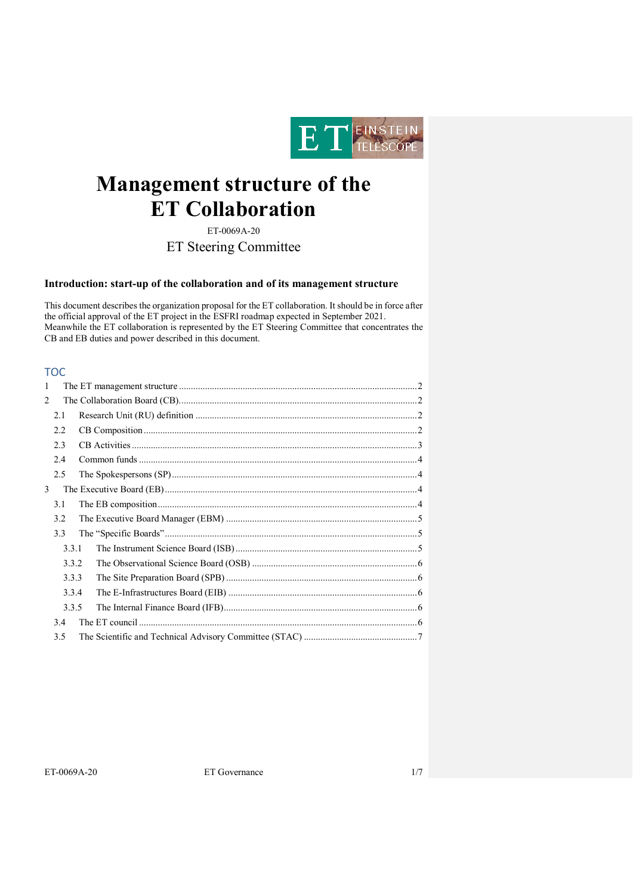# Management structure of the ET Collaboration

ET-0069A-20

ET Steering Committee

### Introduction: start-up of the collaboration and of its management structure

This document describes the organization proposal for the ET collaboration. It should be in force after the official approval of the ET project in the ESFRI roadmap expected in September 2021. Meanwhile the ET collaboration is represented by the ET Steering Committee that concentrates the CB and EB duties and power described in this document.

## TOC

- 1 The ET management structure ....2
- 2 The Collaboration Board (CB)....2
  - 2.1 Research Unit (RU) definition ....2
  - 2.2 CB Composition ....2
  - 2.3 CB Activities ....3
  - 2.4 Common funds ....4
  - 2.5 The Spokespersons (SP) ....4
- 3 The Executive Board (EB) ....4
  - 3.1 The EB composition ....4
  - 3.2 The Executive Board Manager (EBM) ....5
  - 3.3 The “Specific Boards” ....5
    - 3.3.1 The Instrument Science Board (ISB) ....5
    - 3.3.2 The Observational Science Board (OSB) ....6
    - 3.3.3 The Site Preparation Board (SPB) ....6
    - 3.3.4 The E-Infrastructures Board (EIB) ....6
    - 3.3.5 The Internal Finance Board (IFB) ....6
  - 3.4 The ET council ....6
  - 3.5 The Scientific and Technical Advisory Committee (STAC) ....7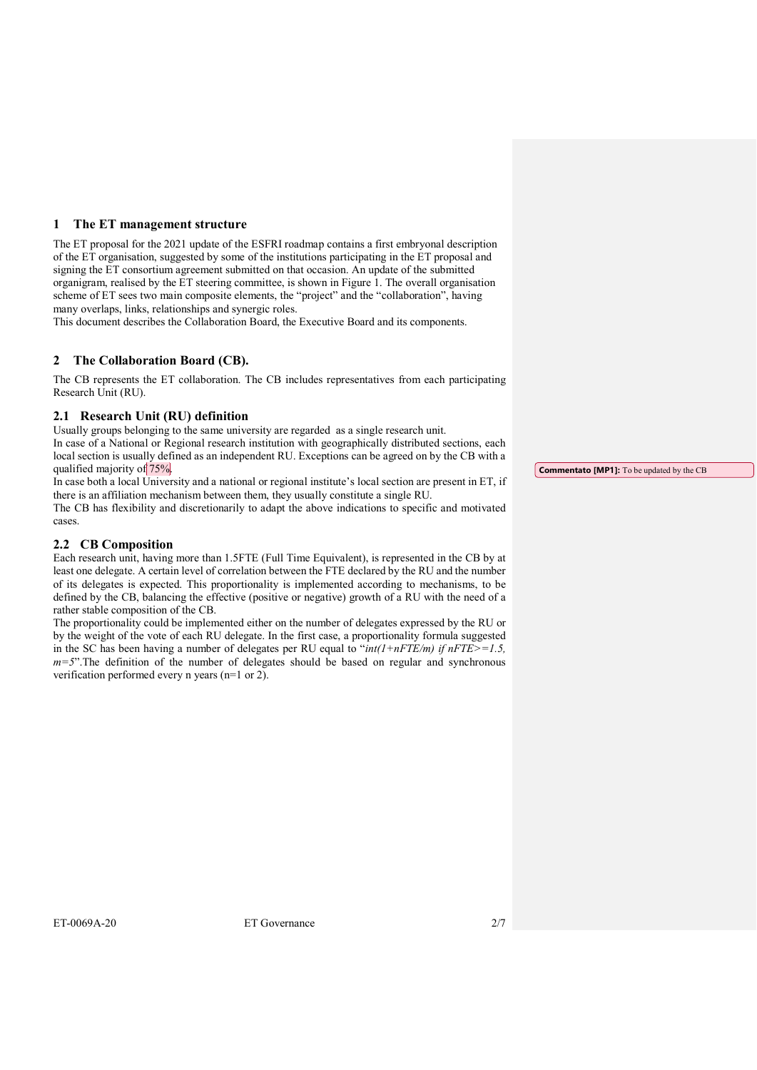# 1 The ET management structure

The ET proposal for the 2021 update of the ESFRI roadmap contains a first embryonal description of the ET organisation, suggested by some of the institutions participating in the ET proposal and signing the ET consortium agreement submitted on that occasion. An update of the submitted organigram, realised by the ET steering committee, is shown in Figure 1. The overall organisation scheme of ET sees two main composite elements, the "project" and the "collaboration", having many overlaps, links, relationships and synergic roles.
This document describes the Collaboration Board, the Executive Board and its components.

# 2 The Collaboration Board (CB).

The CB represents the ET collaboration. The CB includes representatives from each participating Research Unit (RU).

## 2.1 Research Unit (RU) definition

Usually groups belonging to the same university are regarded as a single research unit.
In case of a National or Regional research institution with geographically distributed sections, each local section is usually defined as an independent RU. Exceptions can be agreed on by the CB with a qualified majority of 75%.

**Commentato [MP1]:** To be updated by the CB

In case both a local University and a national or regional institute's local section are present in ET, if there is an affiliation mechanism between them, they usually constitute a single RU.
The CB has flexibility and discretionarily to adapt the above indications to specific and motivated cases.

## 2.2 CB Composition

Each research unit, having more than 1.5FTE (Full Time Equivalent), is represented in the CB by at least one delegate. A certain level of correlation between the FTE declared by the RU and the number of its delegates is expected. This proportionality is implemented according to mechanisms, to be defined by the CB, balancing the effective (positive or negative) growth of a RU with the need of a rather stable composition of the CB.
The proportionality could be implemented either on the number of delegates expressed by the RU or by the weight of the vote of each RU delegate. In the first case, a proportionality formula suggested in the SC has been having a number of delegates per RU equal to "*int(1+nFTE/m) if nFTE>=1.5, m=5*".The definition of the number of delegates should be based on regular and synchronous verification performed every n years (n=1 or 2).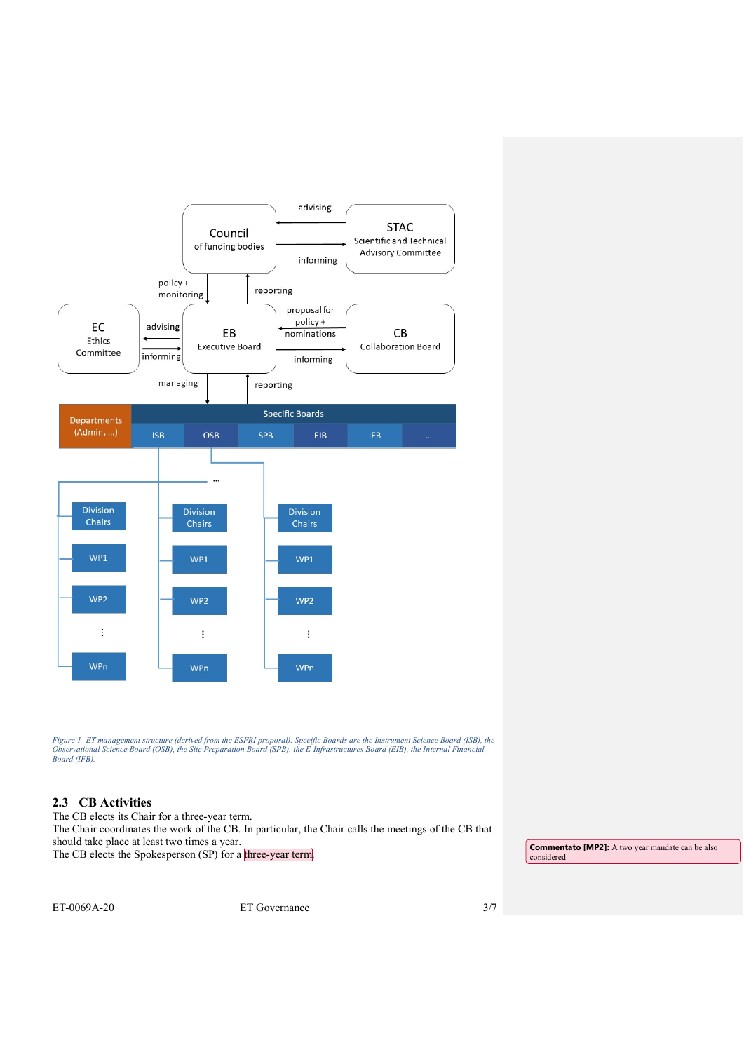*Figure 1- ET management structure (derived from the ESFRI proposal). Specific Boards are the Instrument Science Board (ISB), the Observational Science Board (OSB), the Site Preparation Board (SPB), the E-Infrastructures Board (EIB), the Internal Financial Board (IFB).*

## 2.3 CB Activities

The CB elects its Chair for a three-year term.

The Chair coordinates the work of the CB. In particular, the Chair calls the meetings of the CB that should take place at least two times a year.

The CB elects the Spokesperson (SP) for a three-year term.

**Commentato [MP2]:** A two year mandate can be also considered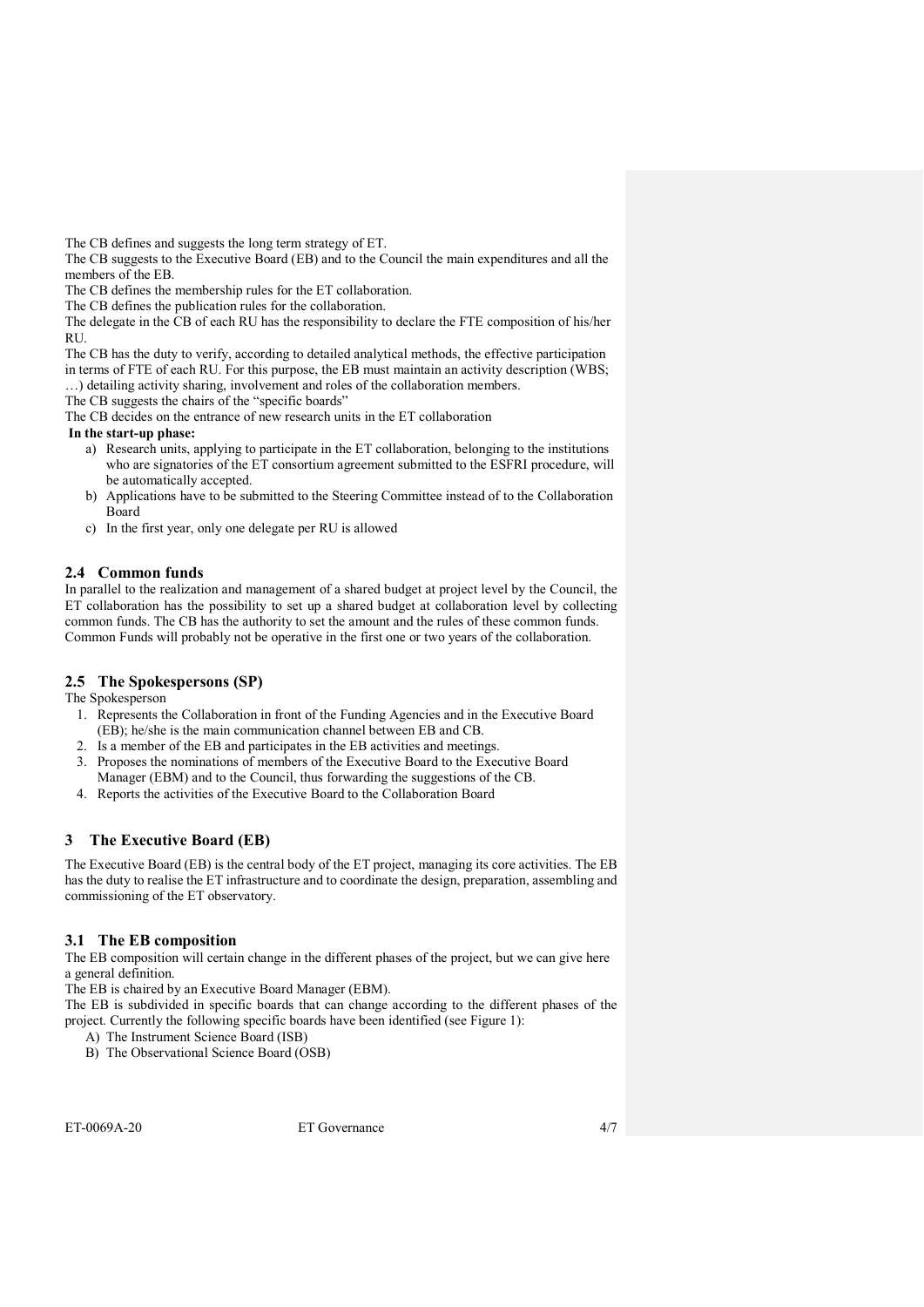The CB defines and suggests the long term strategy of ET.

The CB suggests to the Executive Board (EB) and to the Council the main expenditures and all the members of the EB.

The CB defines the membership rules for the ET collaboration.

The CB defines the publication rules for the collaboration.

The delegate in the CB of each RU has the responsibility to declare the FTE composition of his/her RU.

The CB has the duty to verify, according to detailed analytical methods, the effective participation in terms of FTE of each RU. For this purpose, the EB must maintain an activity description (WBS; …) detailing activity sharing, involvement and roles of the collaboration members.

The CB suggests the chairs of the "specific boards"

The CB decides on the entrance of new research units in the ET collaboration

**In the start-up phase:**

a) Research units, applying to participate in the ET collaboration, belonging to the institutions who are signatories of the ET consortium agreement submitted to the ESFRI procedure, will be automatically accepted.
b) Applications have to be submitted to the Steering Committee instead of to the Collaboration Board
c) In the first year, only one delegate per RU is allowed

## 2.4 Common funds

In parallel to the realization and management of a shared budget at project level by the Council, the ET collaboration has the possibility to set up a shared budget at collaboration level by collecting common funds. The CB has the authority to set the amount and the rules of these common funds. Common Funds will probably not be operative in the first one or two years of the collaboration.

## 2.5 The Spokespersons (SP)

The Spokesperson

1. Represents the Collaboration in front of the Funding Agencies and in the Executive Board (EB); he/she is the main communication channel between EB and CB.
2. Is a member of the EB and participates in the EB activities and meetings.
3. Proposes the nominations of members of the Executive Board to the Executive Board Manager (EBM) and to the Council, thus forwarding the suggestions of the CB.
4. Reports the activities of the Executive Board to the Collaboration Board

# 3 The Executive Board (EB)

The Executive Board (EB) is the central body of the ET project, managing its core activities. The EB has the duty to realise the ET infrastructure and to coordinate the design, preparation, assembling and commissioning of the ET observatory.

## 3.1 The EB composition

The EB composition will certain change in the different phases of the project, but we can give here a general definition.

The EB is chaired by an Executive Board Manager (EBM).

The EB is subdivided in specific boards that can change according to the different phases of the project. Currently the following specific boards have been identified (see Figure 1):

A) The Instrument Science Board (ISB)
B) The Observational Science Board (OSB)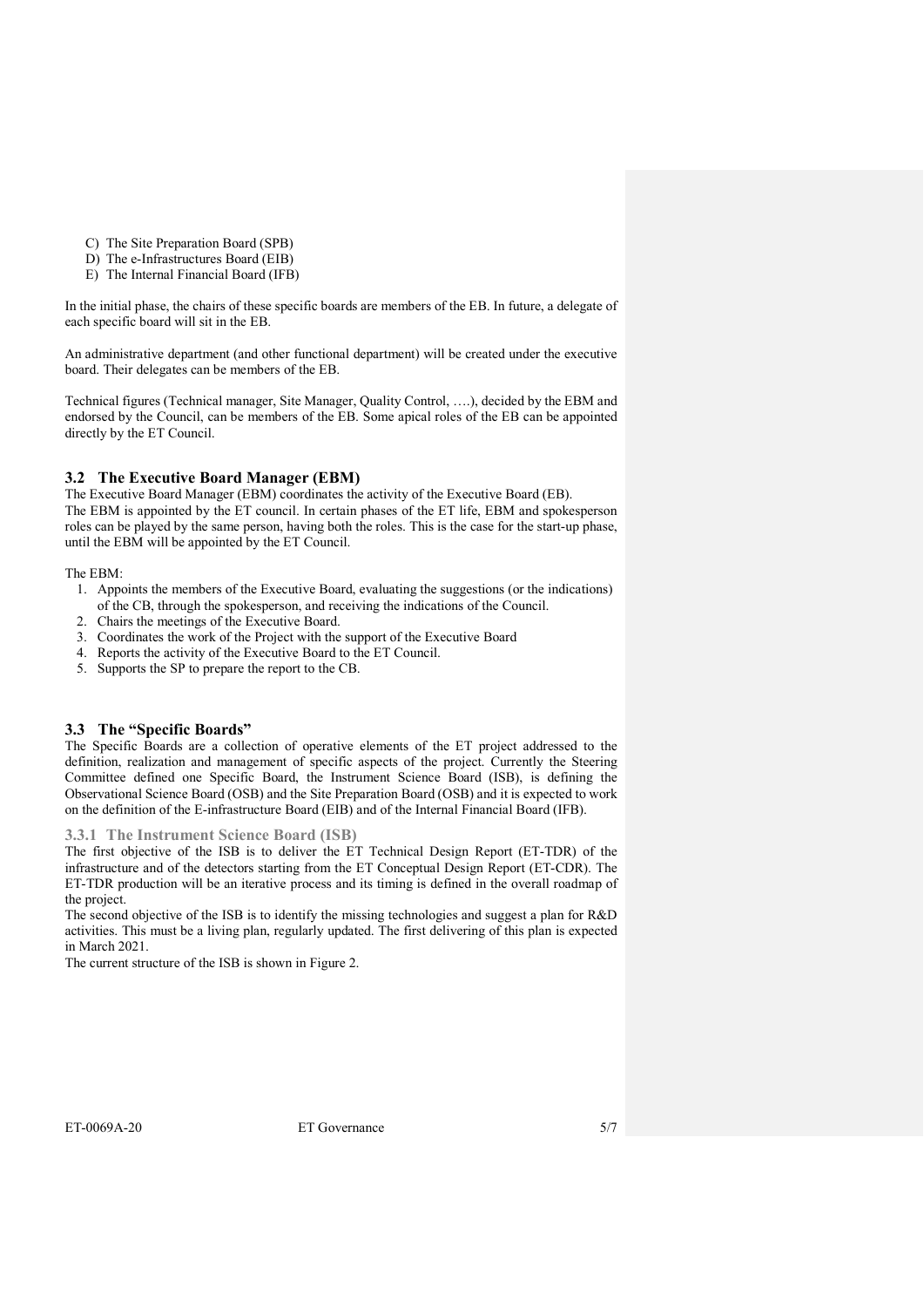C) The Site Preparation Board (SPB)
D) The e-Infrastructures Board (EIB)
E) The Internal Financial Board (IFB)

In the initial phase, the chairs of these specific boards are members of the EB. In future, a delegate of each specific board will sit in the EB.

An administrative department (and other functional department) will be created under the executive board. Their delegates can be members of the EB.

Technical figures (Technical manager, Site Manager, Quality Control, ….), decided by the EBM and endorsed by the Council, can be members of the EB. Some apical roles of the EB can be appointed directly by the ET Council.

## 3.2 The Executive Board Manager (EBM)

The Executive Board Manager (EBM) coordinates the activity of the Executive Board (EB).
The EBM is appointed by the ET council. In certain phases of the ET life, EBM and spokesperson roles can be played by the same person, having both the roles. This is the case for the start-up phase, until the EBM will be appointed by the ET Council.

The EBM:

1. Appoints the members of the Executive Board, evaluating the suggestions (or the indications) of the CB, through the spokesperson, and receiving the indications of the Council.
2. Chairs the meetings of the Executive Board.
3. Coordinates the work of the Project with the support of the Executive Board
4. Reports the activity of the Executive Board to the ET Council.
5. Supports the SP to prepare the report to the CB.

## 3.3 The "Specific Boards"

The Specific Boards are a collection of operative elements of the ET project addressed to the definition, realization and management of specific aspects of the project. Currently the Steering Committee defined one Specific Board, the Instrument Science Board (ISB), is defining the Observational Science Board (OSB) and the Site Preparation Board (OSB) and it is expected to work on the definition of the E-infrastructure Board (EIB) and of the Internal Financial Board (IFB).

### 3.3.1 The Instrument Science Board (ISB)

The first objective of the ISB is to deliver the ET Technical Design Report (ET-TDR) of the infrastructure and of the detectors starting from the ET Conceptual Design Report (ET-CDR). The ET-TDR production will be an iterative process and its timing is defined in the overall roadmap of the project.
The second objective of the ISB is to identify the missing technologies and suggest a plan for R&D activities. This must be a living plan, regularly updated. The first delivering of this plan is expected in March 2021.
The current structure of the ISB is shown in Figure 2.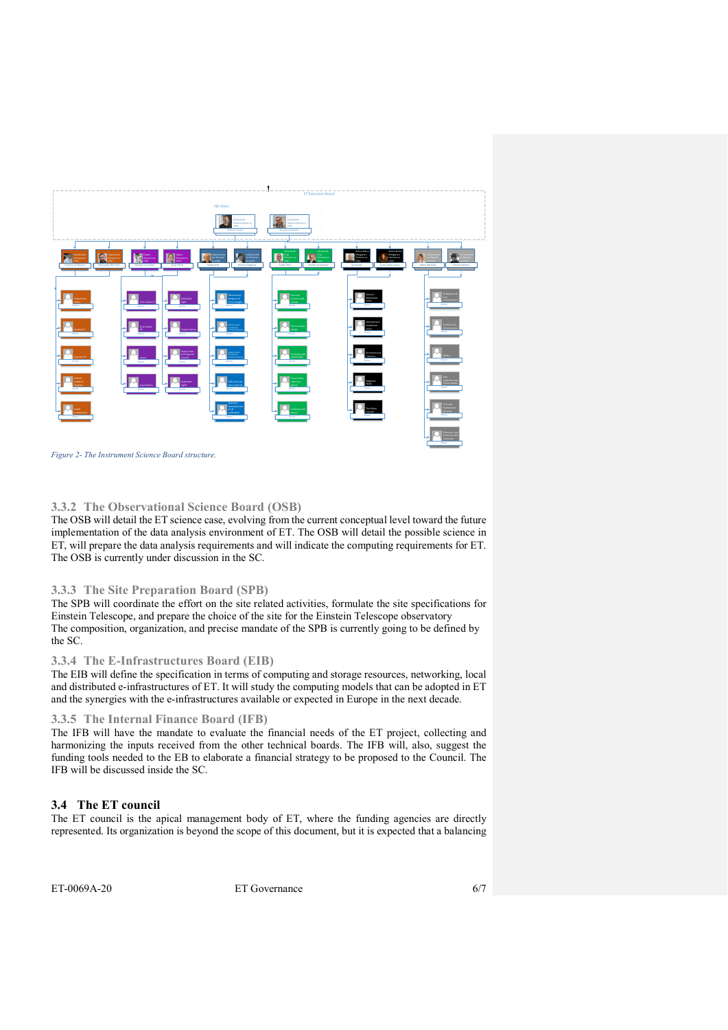*Figure 2- The Instrument Science Board structure.*

### 3.3.2 The Observational Science Board (OSB)

The OSB will detail the ET science case, evolving from the current conceptual level toward the future implementation of the data analysis environment of ET. The OSB will detail the possible science in ET, will prepare the data analysis requirements and will indicate the computing requirements for ET. The OSB is currently under discussion in the SC.

### 3.3.3 The Site Preparation Board (SPB)

The SPB will coordinate the effort on the site related activities, formulate the site specifications for Einstein Telescope, and prepare the choice of the site for the Einstein Telescope observatory
The composition, organization, and precise mandate of the SPB is currently going to be defined by the SC.

### 3.3.4 The E-Infrastructures Board (EIB)

The EIB will define the specification in terms of computing and storage resources, networking, local and distributed e-infrastructures of ET. It will study the computing models that can be adopted in ET and the synergies with the e-infrastructures available or expected in Europe in the next decade.

### 3.3.5 The Internal Finance Board (IFB)

The IFB will have the mandate to evaluate the financial needs of the ET project, collecting and harmonizing the inputs received from the other technical boards. The IFB will, also, suggest the funding tools needed to the EB to elaborate a financial strategy to be proposed to the Council. The IFB will be discussed inside the SC.

## 3.4 The ET council

The ET council is the apical management body of ET, where the funding agencies are directly represented. Its organization is beyond the scope of this document, but it is expected that a balancing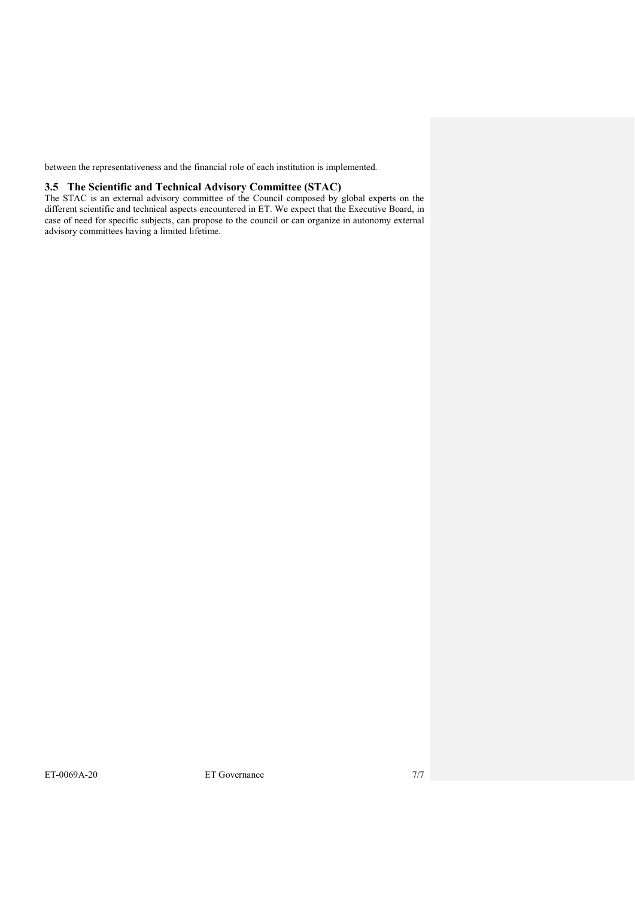between the representativeness and the financial role of each institution is implemented.

### 3.5 The Scientific and Technical Advisory Committee (STAC)

The STAC is an external advisory committee of the Council composed by global experts on the different scientific and technical aspects encountered in ET. We expect that the Executive Board, in case of need for specific subjects, can propose to the council or can organize in autonomy external advisory committees having a limited lifetime.